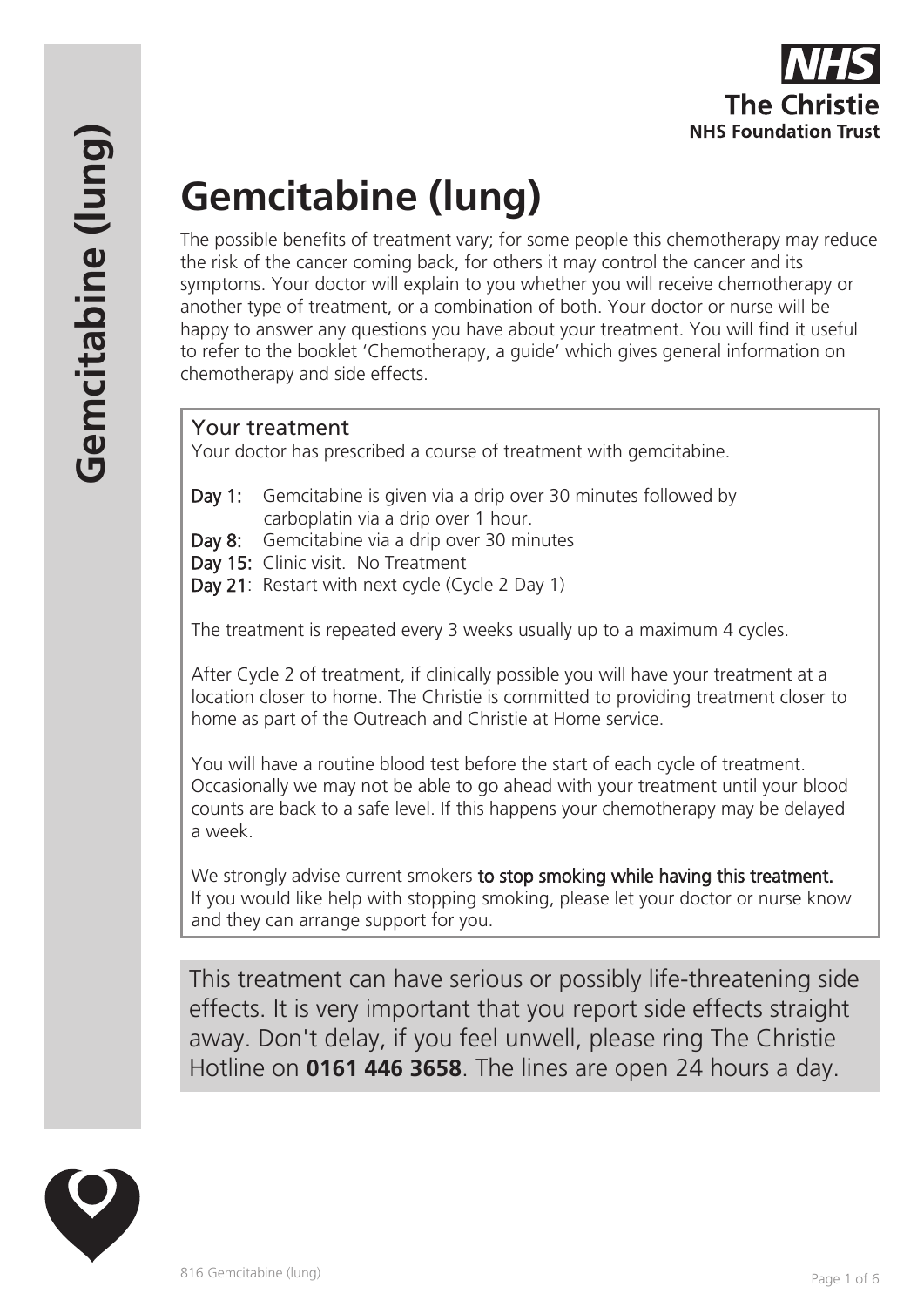# Gemcitabine (lung)

The possible benefits of treatment vary; for some people this chemotherapy may reduce the risk of the cancer coming back, for others it may control the cancer and its symptoms. Your doctor will explain to you whether you will receive chemotherapy or another type of treatment, or a combination of both. Your doctor or nurse will be happy to answer any questions you have about your treatment. You will find it useful to refer to the booklet 'Chemotherapy, a guide' which gives general information on chemotherapy and side effects.

## Your treatment

Your doctor has prescribed a course of treatment with gemcitabine.

**Day 1:** Gemcitabine is given via a drip over 30 minutes followed by carboplatin via a drip over 1 hour.
**Day 8:** Gemcitabine via a drip over 30 minutes
**Day 15:** Clinic visit. No Treatment
**Day 21**: Restart with next cycle (Cycle 2 Day 1)

The treatment is repeated every 3 weeks usually up to a maximum 4 cycles.

After Cycle 2 of treatment, if clinically possible you will have your treatment at a location closer to home. The Christie is committed to providing treatment closer to home as part of the Outreach and Christie at Home service.

You will have a routine blood test before the start of each cycle of treatment. Occasionally we may not be able to go ahead with your treatment until your blood counts are back to a safe level. If this happens your chemotherapy may be delayed a week.

We strongly advise current smokers to stop smoking while having this treatment. If you would like help with stopping smoking, please let your doctor or nurse know and they can arrange support for you.

This treatment can have serious or possibly life-threatening side effects. It is very important that you report side effects straight away. Don't delay, if you feel unwell, please ring The Christie Hotline on **0161 446 3658**. The lines are open 24 hours a day.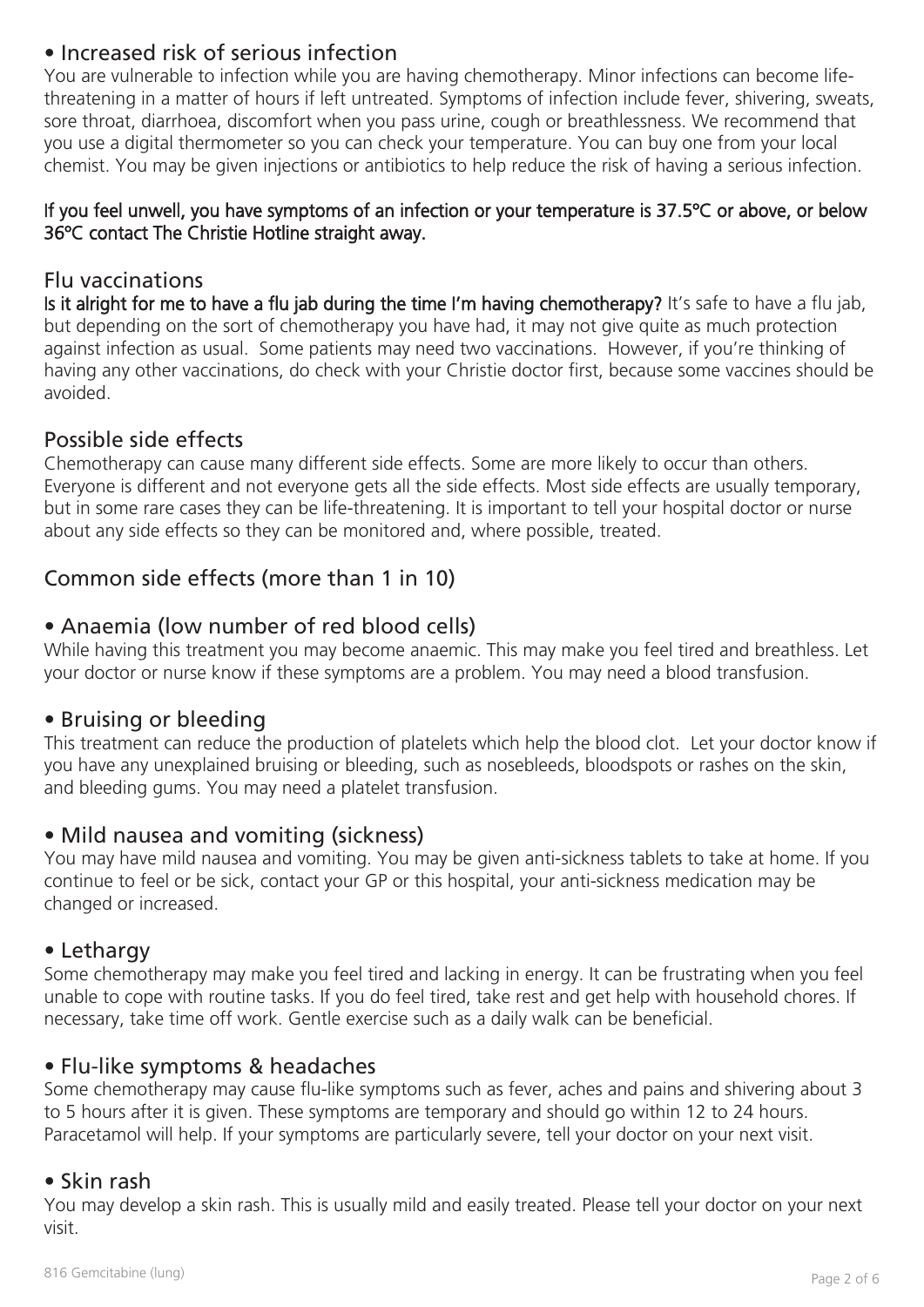## • Increased risk of serious infection

You are vulnerable to infection while you are having chemotherapy. Minor infections can become life-threatening in a matter of hours if left untreated. Symptoms of infection include fever, shivering, sweats, sore throat, diarrhoea, discomfort when you pass urine, cough or breathlessness. We recommend that you use a digital thermometer so you can check your temperature. You can buy one from your local chemist. You may be given injections or antibiotics to help reduce the risk of having a serious infection.

**If you feel unwell, you have symptoms of an infection or your temperature is 37.5ºC or above, or below 36ºC contact The Christie Hotline straight away.**

## Flu vaccinations

**Is it alright for me to have a flu jab during the time I'm having chemotherapy?** It's safe to have a flu jab, but depending on the sort of chemotherapy you have had, it may not give quite as much protection against infection as usual. Some patients may need two vaccinations. However, if you're thinking of having any other vaccinations, do check with your Christie doctor first, because some vaccines should be avoided.

## Possible side effects

Chemotherapy can cause many different side effects. Some are more likely to occur than others. Everyone is different and not everyone gets all the side effects. Most side effects are usually temporary, but in some rare cases they can be life-threatening. It is important to tell your hospital doctor or nurse about any side effects so they can be monitored and, where possible, treated.

## Common side effects (more than 1 in 10)

### • Anaemia (low number of red blood cells)

While having this treatment you may become anaemic. This may make you feel tired and breathless. Let your doctor or nurse know if these symptoms are a problem. You may need a blood transfusion.

### • Bruising or bleeding

This treatment can reduce the production of platelets which help the blood clot. Let your doctor know if you have any unexplained bruising or bleeding, such as nosebleeds, bloodspots or rashes on the skin, and bleeding gums. You may need a platelet transfusion.

### • Mild nausea and vomiting (sickness)

You may have mild nausea and vomiting. You may be given anti-sickness tablets to take at home. If you continue to feel or be sick, contact your GP or this hospital, your anti-sickness medication may be changed or increased.

### • Lethargy

Some chemotherapy may make you feel tired and lacking in energy. It can be frustrating when you feel unable to cope with routine tasks. If you do feel tired, take rest and get help with household chores. If necessary, take time off work. Gentle exercise such as a daily walk can be beneficial.

### • Flu-like symptoms & headaches

Some chemotherapy may cause flu-like symptoms such as fever, aches and pains and shivering about 3 to 5 hours after it is given. These symptoms are temporary and should go within 12 to 24 hours. Paracetamol will help. If your symptoms are particularly severe, tell your doctor on your next visit.

### • Skin rash

You may develop a skin rash. This is usually mild and easily treated. Please tell your doctor on your next visit.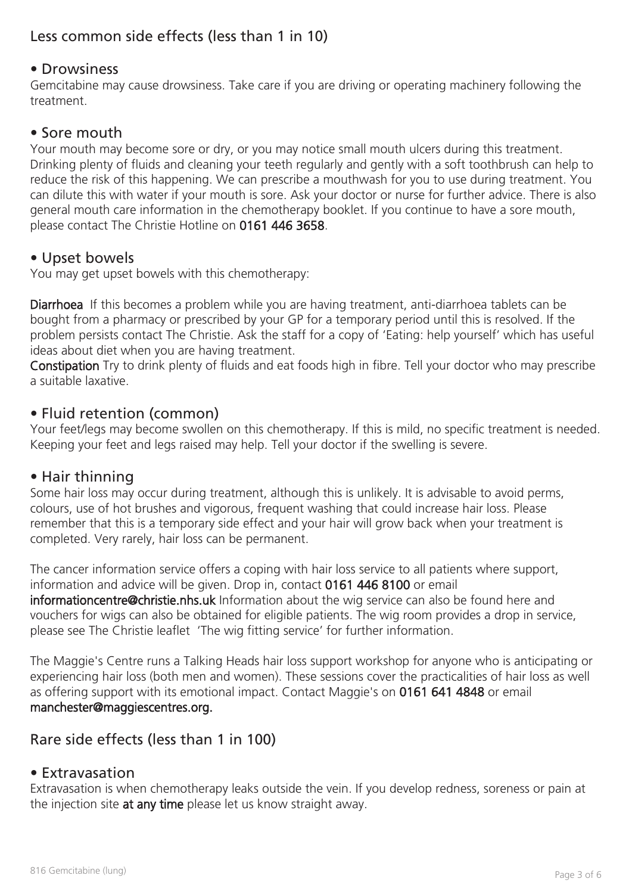## Less common side effects (less than 1 in 10)

### • Drowsiness

Gemcitabine may cause drowsiness. Take care if you are driving or operating machinery following the treatment.

### • Sore mouth

Your mouth may become sore or dry, or you may notice small mouth ulcers during this treatment. Drinking plenty of fluids and cleaning your teeth regularly and gently with a soft toothbrush can help to reduce the risk of this happening. We can prescribe a mouthwash for you to use during treatment. You can dilute this with water if your mouth is sore. Ask your doctor or nurse for further advice. There is also general mouth care information in the chemotherapy booklet. If you continue to have a sore mouth, please contact The Christie Hotline on **0161 446 3658**.

### • Upset bowels

You may get upset bowels with this chemotherapy:

**Diarrhoea** If this becomes a problem while you are having treatment, anti-diarrhoea tablets can be bought from a pharmacy or prescribed by your GP for a temporary period until this is resolved. If the problem persists contact The Christie. Ask the staff for a copy of 'Eating: help yourself' which has useful ideas about diet when you are having treatment.

**Constipation** Try to drink plenty of fluids and eat foods high in fibre. Tell your doctor who may prescribe a suitable laxative.

### • Fluid retention (common)

Your feet/legs may become swollen on this chemotherapy. If this is mild, no specific treatment is needed. Keeping your feet and legs raised may help. Tell your doctor if the swelling is severe.

### • Hair thinning

Some hair loss may occur during treatment, although this is unlikely. It is advisable to avoid perms, colours, use of hot brushes and vigorous, frequent washing that could increase hair loss. Please remember that this is a temporary side effect and your hair will grow back when your treatment is completed. Very rarely, hair loss can be permanent.

The cancer information service offers a coping with hair loss service to all patients where support, information and advice will be given. Drop in, contact **0161 446 8100** or email **informationcentre@christie.nhs.uk** Information about the wig service can also be found here and vouchers for wigs can also be obtained for eligible patients. The wig room provides a drop in service, please see The Christie leaflet 'The wig fitting service' for further information.

The Maggie's Centre runs a Talking Heads hair loss support workshop for anyone who is anticipating or experiencing hair loss (both men and women). These sessions cover the practicalities of hair loss as well as offering support with its emotional impact. Contact Maggie's on **0161 641 4848** or email **manchester@maggiescentres.org.**

## Rare side effects (less than 1 in 100)

### • Extravasation

Extravasation is when chemotherapy leaks outside the vein. If you develop redness, soreness or pain at the injection site **at any time** please let us know straight away.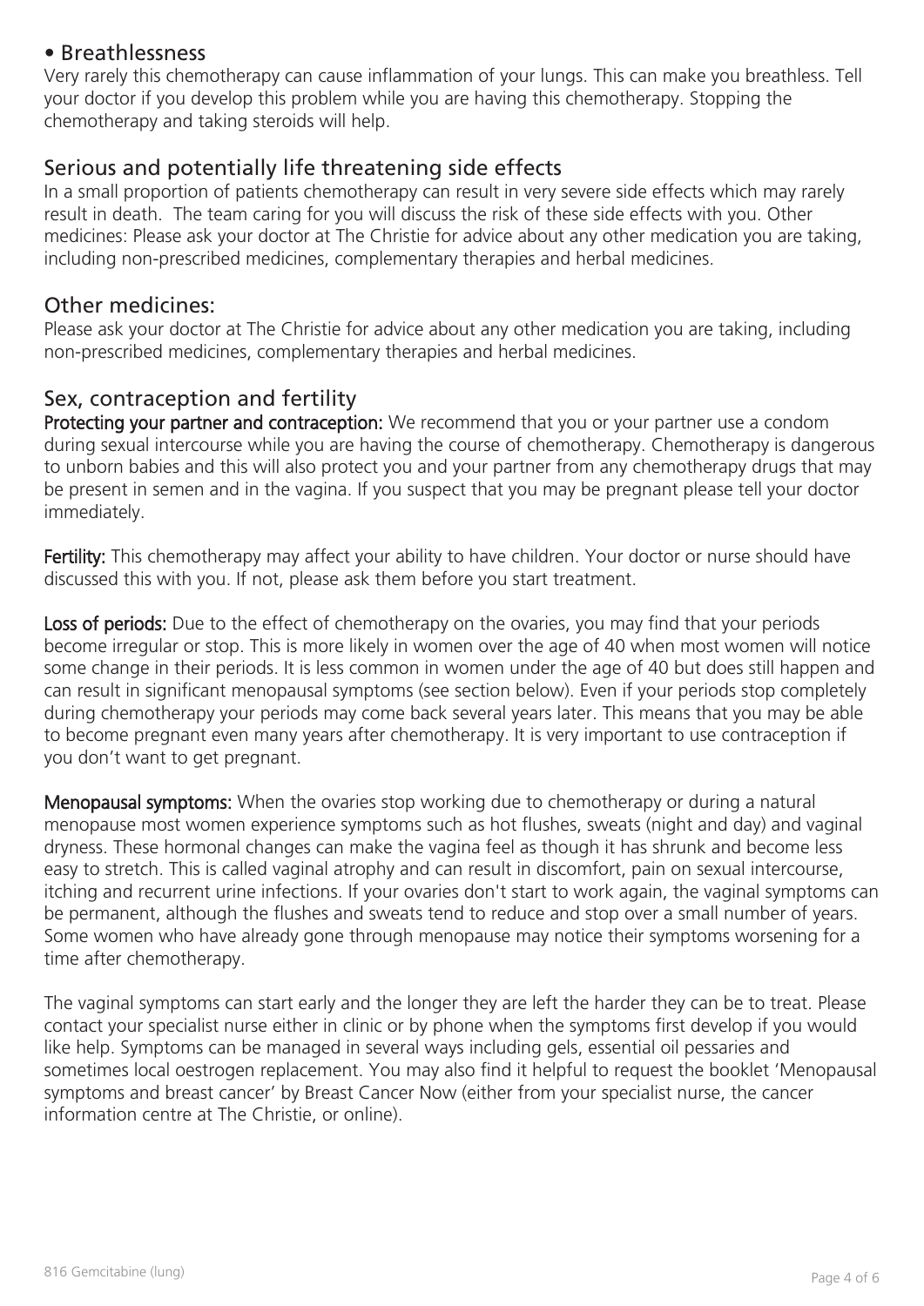- Breathlessness

Very rarely this chemotherapy can cause inflammation of your lungs. This can make you breathless. Tell your doctor if you develop this problem while you are having this chemotherapy. Stopping the chemotherapy and taking steroids will help.

## Serious and potentially life threatening side effects

In a small proportion of patients chemotherapy can result in very severe side effects which may rarely result in death. The team caring for you will discuss the risk of these side effects with you. Other medicines: Please ask your doctor at The Christie for advice about any other medication you are taking, including non-prescribed medicines, complementary therapies and herbal medicines.

## Other medicines:

Please ask your doctor at The Christie for advice about any other medication you are taking, including non-prescribed medicines, complementary therapies and herbal medicines.

## Sex, contraception and fertility

**Protecting your partner and contraception:** We recommend that you or your partner use a condom during sexual intercourse while you are having the course of chemotherapy. Chemotherapy is dangerous to unborn babies and this will also protect you and your partner from any chemotherapy drugs that may be present in semen and in the vagina. If you suspect that you may be pregnant please tell your doctor immediately.

**Fertility:** This chemotherapy may affect your ability to have children. Your doctor or nurse should have discussed this with you. If not, please ask them before you start treatment.

**Loss of periods:** Due to the effect of chemotherapy on the ovaries, you may find that your periods become irregular or stop. This is more likely in women over the age of 40 when most women will notice some change in their periods. It is less common in women under the age of 40 but does still happen and can result in significant menopausal symptoms (see section below). Even if your periods stop completely during chemotherapy your periods may come back several years later. This means that you may be able to become pregnant even many years after chemotherapy. It is very important to use contraception if you don't want to get pregnant.

**Menopausal symptoms:** When the ovaries stop working due to chemotherapy or during a natural menopause most women experience symptoms such as hot flushes, sweats (night and day) and vaginal dryness. These hormonal changes can make the vagina feel as though it has shrunk and become less easy to stretch. This is called vaginal atrophy and can result in discomfort, pain on sexual intercourse, itching and recurrent urine infections. If your ovaries don't start to work again, the vaginal symptoms can be permanent, although the flushes and sweats tend to reduce and stop over a small number of years. Some women who have already gone through menopause may notice their symptoms worsening for a time after chemotherapy.

The vaginal symptoms can start early and the longer they are left the harder they can be to treat. Please contact your specialist nurse either in clinic or by phone when the symptoms first develop if you would like help. Symptoms can be managed in several ways including gels, essential oil pessaries and sometimes local oestrogen replacement. You may also find it helpful to request the booklet 'Menopausal symptoms and breast cancer' by Breast Cancer Now (either from your specialist nurse, the cancer information centre at The Christie, or online).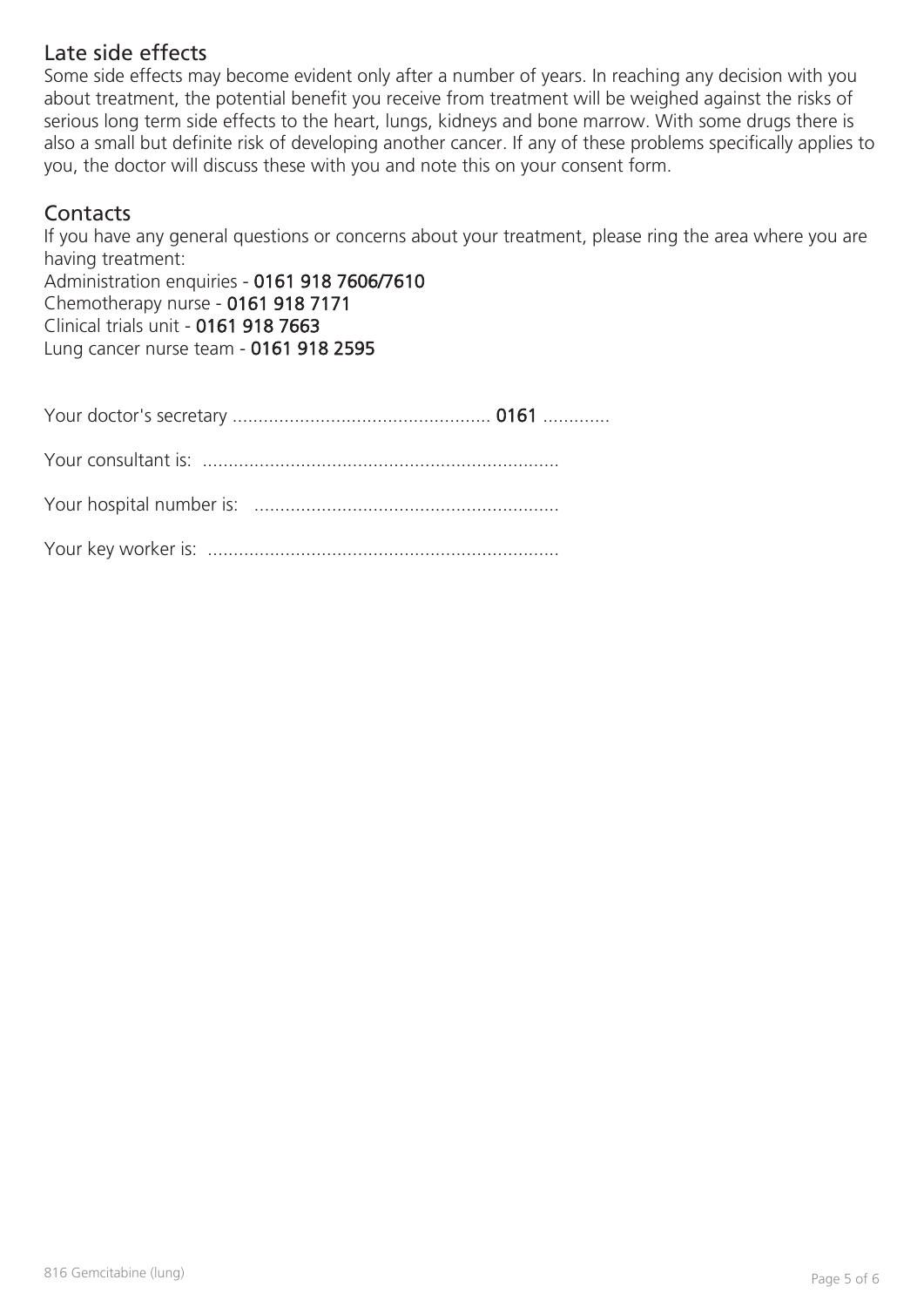## Late side effects

Some side effects may become evident only after a number of years. In reaching any decision with you about treatment, the potential benefit you receive from treatment will be weighed against the risks of serious long term side effects to the heart, lungs, kidneys and bone marrow. With some drugs there is also a small but definite risk of developing another cancer. If any of these problems specifically applies to you, the doctor will discuss these with you and note this on your consent form.

## Contacts

If you have any general questions or concerns about your treatment, please ring the area where you are having treatment:

Administration enquiries - **0161 918 7606/7610**
Chemotherapy nurse - **0161 918 7171**
Clinical trials unit - **0161 918 7663**
Lung cancer nurse team - **0161 918 2595**

Your doctor's secretary ................................................. **0161** .............

Your consultant is: ....................................................................

Your hospital number is: ..........................................................

Your key worker is: ...................................................................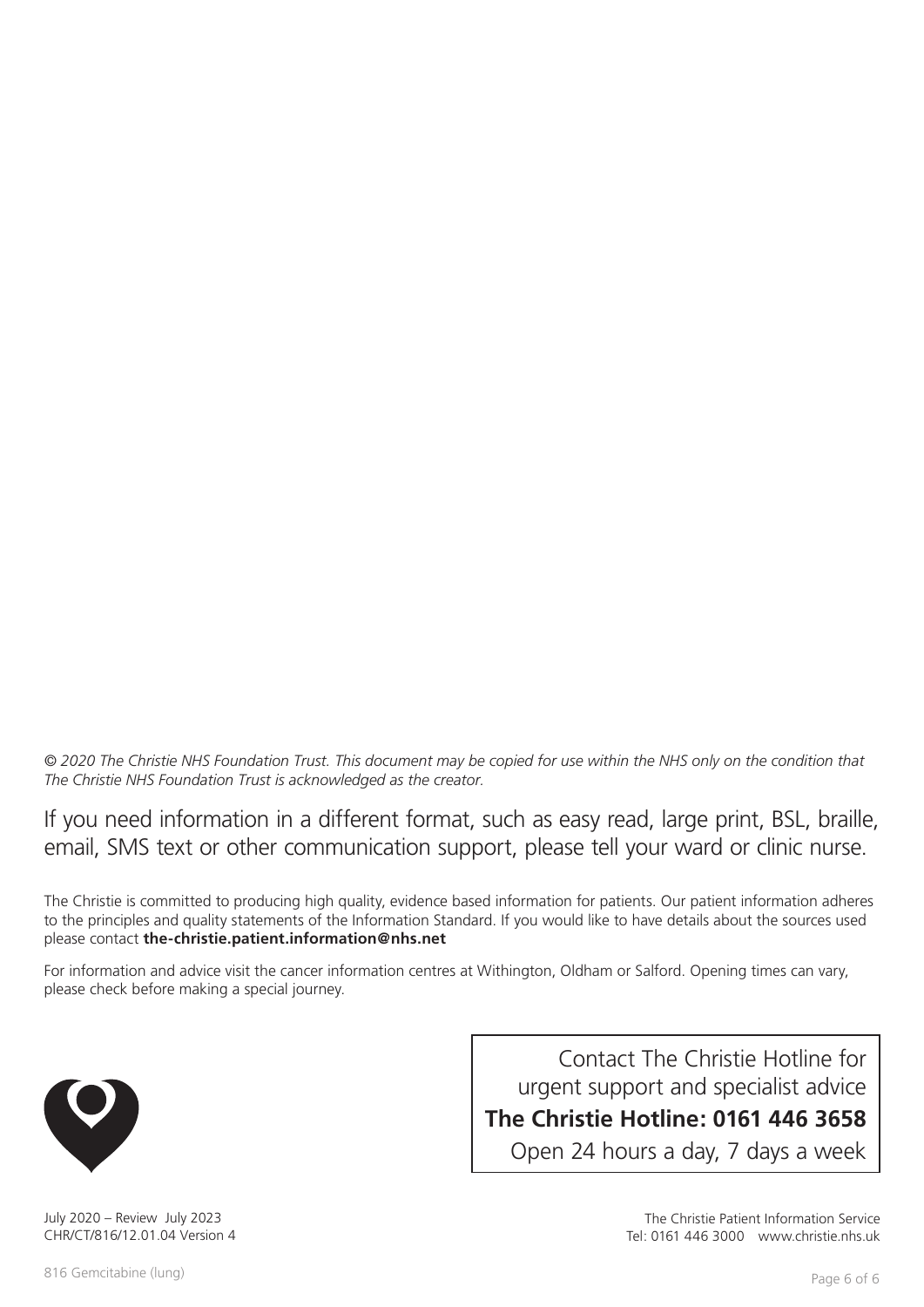*© 2020 The Christie NHS Foundation Trust. This document may be copied for use within the NHS only on the condition that The Christie NHS Foundation Trust is acknowledged as the creator.*

If you need information in a different format, such as easy read, large print, BSL, braille, email, SMS text or other communication support, please tell your ward or clinic nurse.

The Christie is committed to producing high quality, evidence based information for patients. Our patient information adheres to the principles and quality statements of the Information Standard. If you would like to have details about the sources used please contact **the-christie.patient.information@nhs.net**

For information and advice visit the cancer information centres at Withington, Oldham or Salford. Opening times can vary, please check before making a special journey.

Contact The Christie Hotline for urgent support and specialist advice

**The Christie Hotline: 0161 446 3658**

Open 24 hours a day, 7 days a week

July 2020 – Review July 2023
CHR/CT/816/12.01.04 Version 4

The Christie Patient Information Service
Tel: 0161 446 3000 www.christie.nhs.uk

816 Gemcitabine (lung)